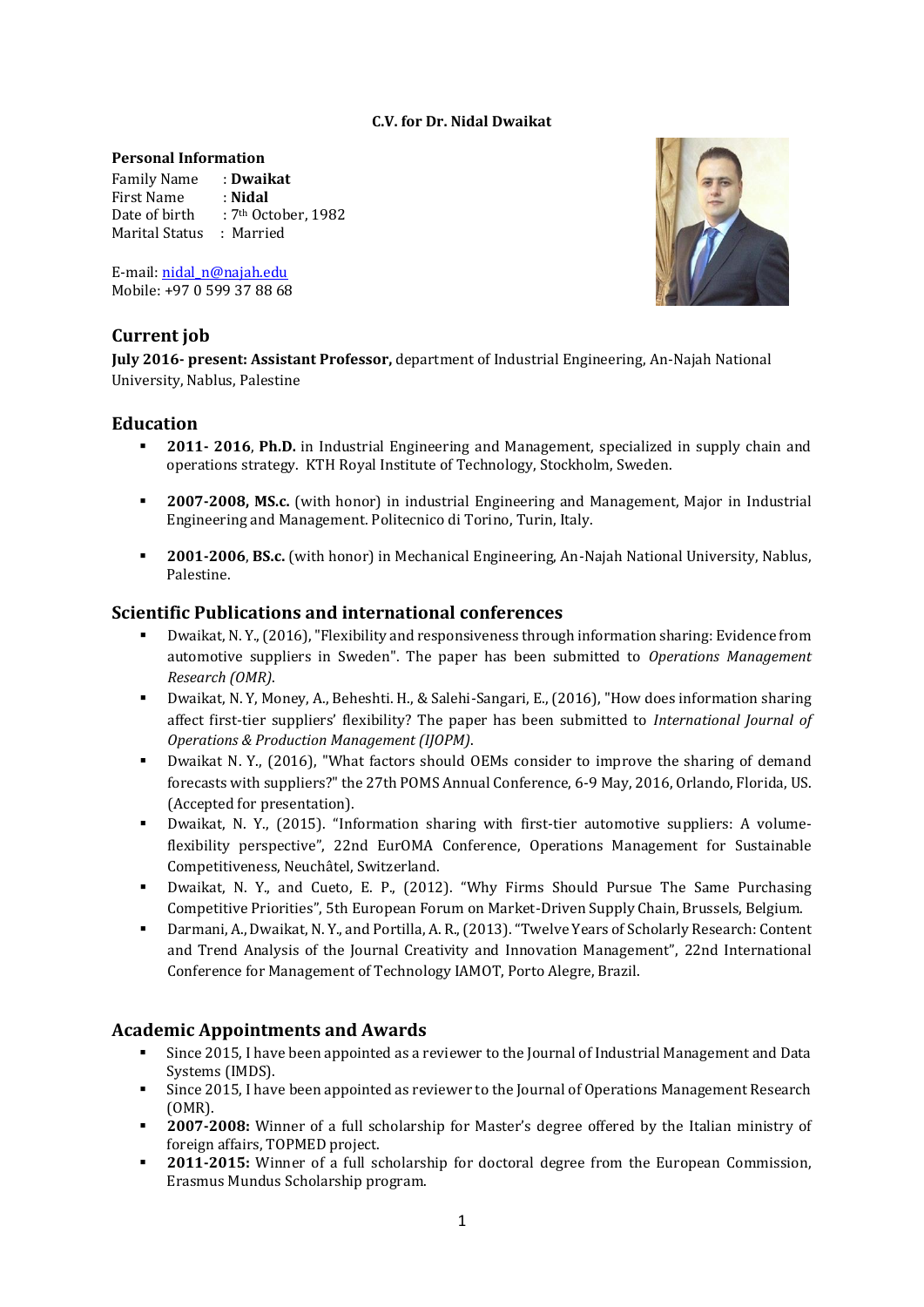**C.V. for Dr. Nidal Dwaikat**

**Personal Information**

Family Name : **Dwaikat**
First Name : **Nidal**
Date of birth : 7th October, 1982
Marital Status : Married

E-mail: nidal_n@najah.edu
Mobile: +97 0 599 37 88 68

## Current job

**July 2016- present: Assistant Professor,** department of Industrial Engineering, An-Najah National University, Nablus, Palestine

## Education

- **2011- 2016**, **Ph.D.** in Industrial Engineering and Management, specialized in supply chain and operations strategy. KTH Royal Institute of Technology, Stockholm, Sweden.
- **2007-2008, MS.c.** (with honor) in industrial Engineering and Management, Major in Industrial Engineering and Management. Politecnico di Torino, Turin, Italy.
- **2001-2006**, **BS.c.** (with honor) in Mechanical Engineering, An-Najah National University, Nablus, Palestine.

## Scientific Publications and international conferences

- Dwaikat, N. Y., (2016), "Flexibility and responsiveness through information sharing: Evidence from automotive suppliers in Sweden". The paper has been submitted to *Operations Management Research (OMR)*.
- Dwaikat, N. Y, Money, A., Beheshti. H., & Salehi-Sangari, E., (2016), "How does information sharing affect first-tier suppliers' flexibility? The paper has been submitted to *International Journal of Operations & Production Management (IJOPM)*.
- Dwaikat N. Y., (2016), "What factors should OEMs consider to improve the sharing of demand forecasts with suppliers?" the 27th POMS Annual Conference, 6-9 May, 2016, Orlando, Florida, US. (Accepted for presentation).
- Dwaikat, N. Y., (2015). "Information sharing with first-tier automotive suppliers: A volume-flexibility perspective", 22nd EurOMA Conference, Operations Management for Sustainable Competitiveness, Neuchâtel, Switzerland.
- Dwaikat, N. Y., and Cueto, E. P., (2012). "Why Firms Should Pursue The Same Purchasing Competitive Priorities", 5th European Forum on Market-Driven Supply Chain, Brussels, Belgium.
- Darmani, A., Dwaikat, N. Y., and Portilla, A. R., (2013). "Twelve Years of Scholarly Research: Content and Trend Analysis of the Journal Creativity and Innovation Management", 22nd International Conference for Management of Technology IAMOT, Porto Alegre, Brazil.

## Academic Appointments and Awards

- Since 2015, I have been appointed as a reviewer to the Journal of Industrial Management and Data Systems (IMDS).
- Since 2015, I have been appointed as reviewer to the Journal of Operations Management Research (OMR).
- **2007-2008:** Winner of a full scholarship for Master's degree offered by the Italian ministry of foreign affairs, TOPMED project.
- **2011-2015:** Winner of a full scholarship for doctoral degree from the European Commission, Erasmus Mundus Scholarship program.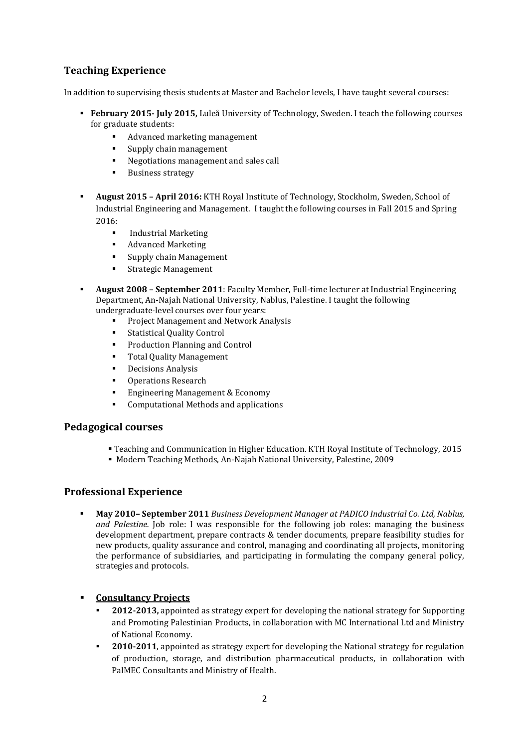## Teaching Experience

In addition to supervising thesis students at Master and Bachelor levels, I have taught several courses:

- **February 2015- July 2015,** Luleå University of Technology, Sweden. I teach the following courses for graduate students:
  - Advanced marketing management
  - Supply chain management
  - Negotiations management and sales call
  - Business strategy

- **August 2015 – April 2016:** KTH Royal Institute of Technology, Stockholm, Sweden, School of Industrial Engineering and Management. I taught the following courses in Fall 2015 and Spring 2016:
  - Industrial Marketing
  - Advanced Marketing
  - Supply chain Management
  - Strategic Management

- **August 2008 – September 2011**: Faculty Member, Full-time lecturer at Industrial Engineering Department, An-Najah National University, Nablus, Palestine. I taught the following undergraduate-level courses over four years:
  - Project Management and Network Analysis
  - Statistical Quality Control
  - Production Planning and Control
  - Total Quality Management
  - Decisions Analysis
  - Operations Research
  - Engineering Management & Economy
  - Computational Methods and applications

## Pedagogical courses

- Teaching and Communication in Higher Education. KTH Royal Institute of Technology, 2015
- Modern Teaching Methods, An-Najah National University, Palestine, 2009

## Professional Experience

- **May 2010– September 2011** *Business Development Manager at PADICO Industrial Co. Ltd, Nablus, and Palestine.* Job role: I was responsible for the following job roles: managing the business development department, prepare contracts & tender documents, prepare feasibility studies for new products, quality assurance and control, managing and coordinating all projects, monitoring the performance of subsidiaries, and participating in formulating the company general policy, strategies and protocols.

- **<u>Consultancy Projects</u>**
  - **2012-2013,** appointed as strategy expert for developing the national strategy for Supporting and Promoting Palestinian Products, in collaboration with MC International Ltd and Ministry of National Economy.
  - **2010-2011**, appointed as strategy expert for developing the National strategy for regulation of production, storage, and distribution pharmaceutical products, in collaboration with PalMEC Consultants and Ministry of Health.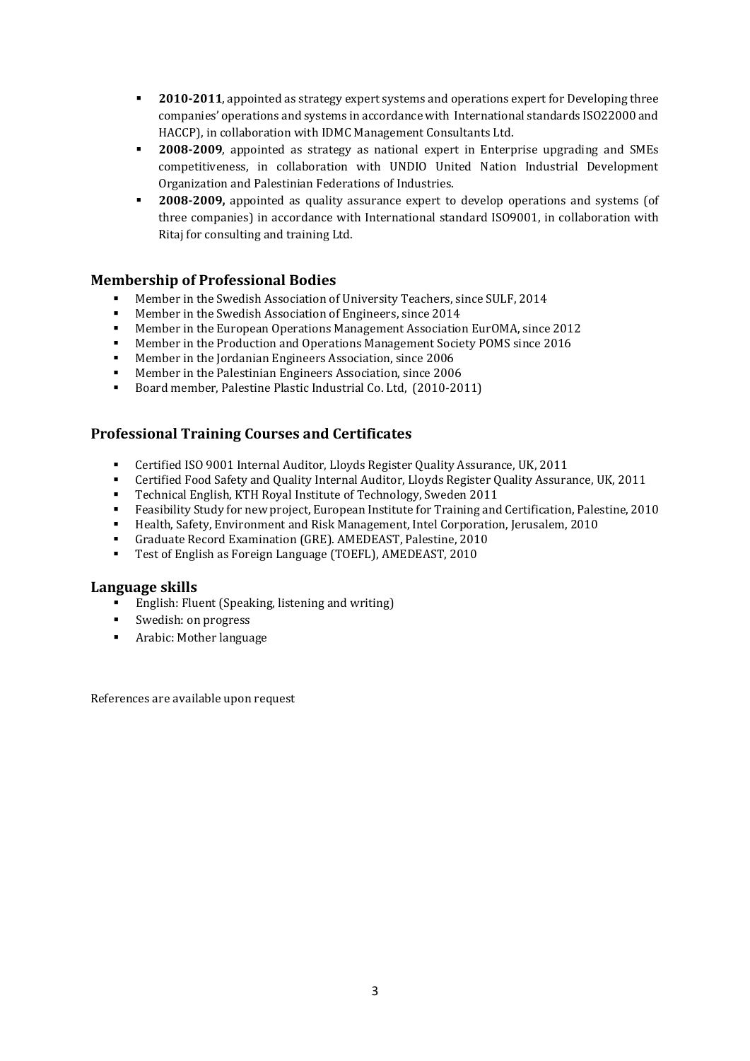- **2010-2011**, appointed as strategy expert systems and operations expert for Developing three companies' operations and systems in accordance with International standards ISO22000 and HACCP), in collaboration with IDMC Management Consultants Ltd.
- **2008-2009**, appointed as strategy as national expert in Enterprise upgrading and SMEs competitiveness, in collaboration with UNDIO United Nation Industrial Development Organization and Palestinian Federations of Industries.
- **2008-2009,** appointed as quality assurance expert to develop operations and systems (of three companies) in accordance with International standard ISO9001, in collaboration with Ritaj for consulting and training Ltd.

## Membership of Professional Bodies

- Member in the Swedish Association of University Teachers, since SULF, 2014
- Member in the Swedish Association of Engineers, since 2014
- Member in the European Operations Management Association EurOMA, since 2012
- Member in the Production and Operations Management Society POMS since 2016
- Member in the Jordanian Engineers Association, since 2006
- Member in the Palestinian Engineers Association, since 2006
- Board member, Palestine Plastic Industrial Co. Ltd, (2010-2011)

## Professional Training Courses and Certificates

- Certified ISO 9001 Internal Auditor, Lloyds Register Quality Assurance, UK, 2011
- Certified Food Safety and Quality Internal Auditor, Lloyds Register Quality Assurance, UK, 2011
- Technical English, KTH Royal Institute of Technology, Sweden 2011
- Feasibility Study for new project, European Institute for Training and Certification, Palestine, 2010
- Health, Safety, Environment and Risk Management, Intel Corporation, Jerusalem, 2010
- Graduate Record Examination (GRE). AMEDEAST, Palestine, 2010
- Test of English as Foreign Language (TOEFL), AMEDEAST, 2010

## Language skills

- English: Fluent (Speaking, listening and writing)
- Swedish: on progress
- Arabic: Mother language

References are available upon request